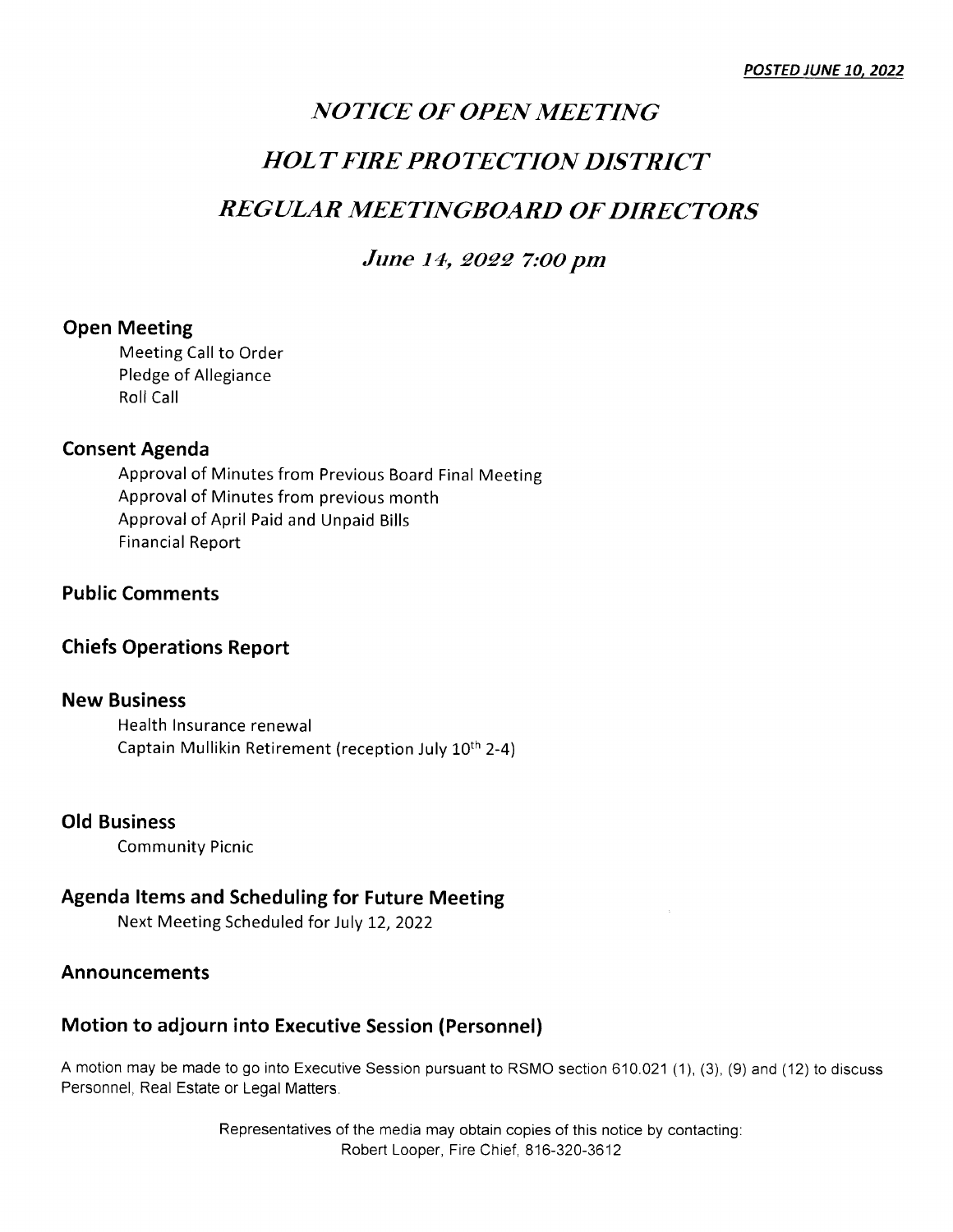***POSTED JUNE 10, 2022***

# *NOTICE OF OPEN MEETING*

# *HOLT FIRE PROTECTION DISTRICT*

# *REGULAR MEETINGBOARD OF DIRECTORS*

## *June 14, 2022 7:00 pm*

### Open Meeting

Meeting Call to Order
Pledge of Allegiance
Roll Call

### Consent Agenda

Approval of Minutes from Previous Board Final Meeting
Approval of Minutes from previous month
Approval of April Paid and Unpaid Bills
Financial Report

### Public Comments

### Chiefs Operations Report

### New Business

Health Insurance renewal
Captain Mullikin Retirement (reception July 10th 2-4)

### Old Business

Community Picnic

### Agenda Items and Scheduling for Future Meeting

Next Meeting Scheduled for July 12, 2022

### Announcements

### Motion to adjourn into Executive Session (Personnel)

A motion may be made to go into Executive Session pursuant to RSMO section 610.021 (1), (3), (9) and (12) to discuss Personnel, Real Estate or Legal Matters.

Representatives of the media may obtain copies of this notice by contacting:
Robert Looper, Fire Chief, 816-320-3612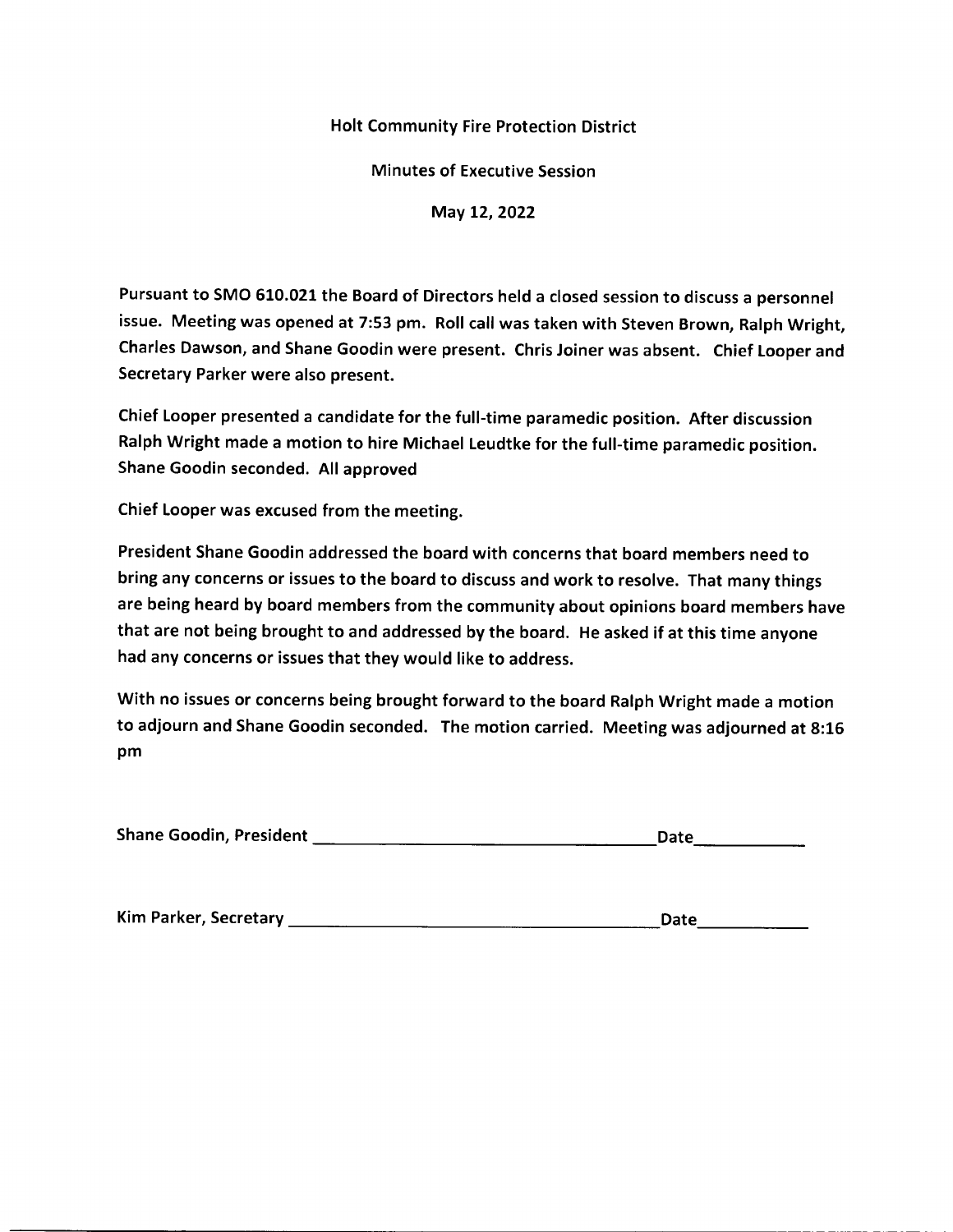Holt Community Fire Protection District

Minutes of Executive Session

May 12, 2022

Pursuant to SMO 610.021 the Board of Directors held a closed session to discuss a personnel issue. Meeting was opened at 7:53 pm. Roll call was taken with Steven Brown, Ralph Wright, Charles Dawson, and Shane Goodin were present. Chris Joiner was absent. Chief Looper and Secretary Parker were also present.

Chief Looper presented a candidate for the full-time paramedic position. After discussion Ralph Wright made a motion to hire Michael Leudtke for the full-time paramedic position. Shane Goodin seconded. All approved

Chief Looper was excused from the meeting.

President Shane Goodin addressed the board with concerns that board members need to bring any concerns or issues to the board to discuss and work to resolve. That many things are being heard by board members from the community about opinions board members have that are not being brought to and addressed by the board. He asked if at this time anyone had any concerns or issues that they would like to address.

With no issues or concerns being brought forward to the board Ralph Wright made a motion to adjourn and Shane Goodin seconded. The motion carried. Meeting was adjourned at 8:16 pm

Shane Goodin, President ____________________________________ Date___________

Kim Parker, Secretary ______________________________________ Date___________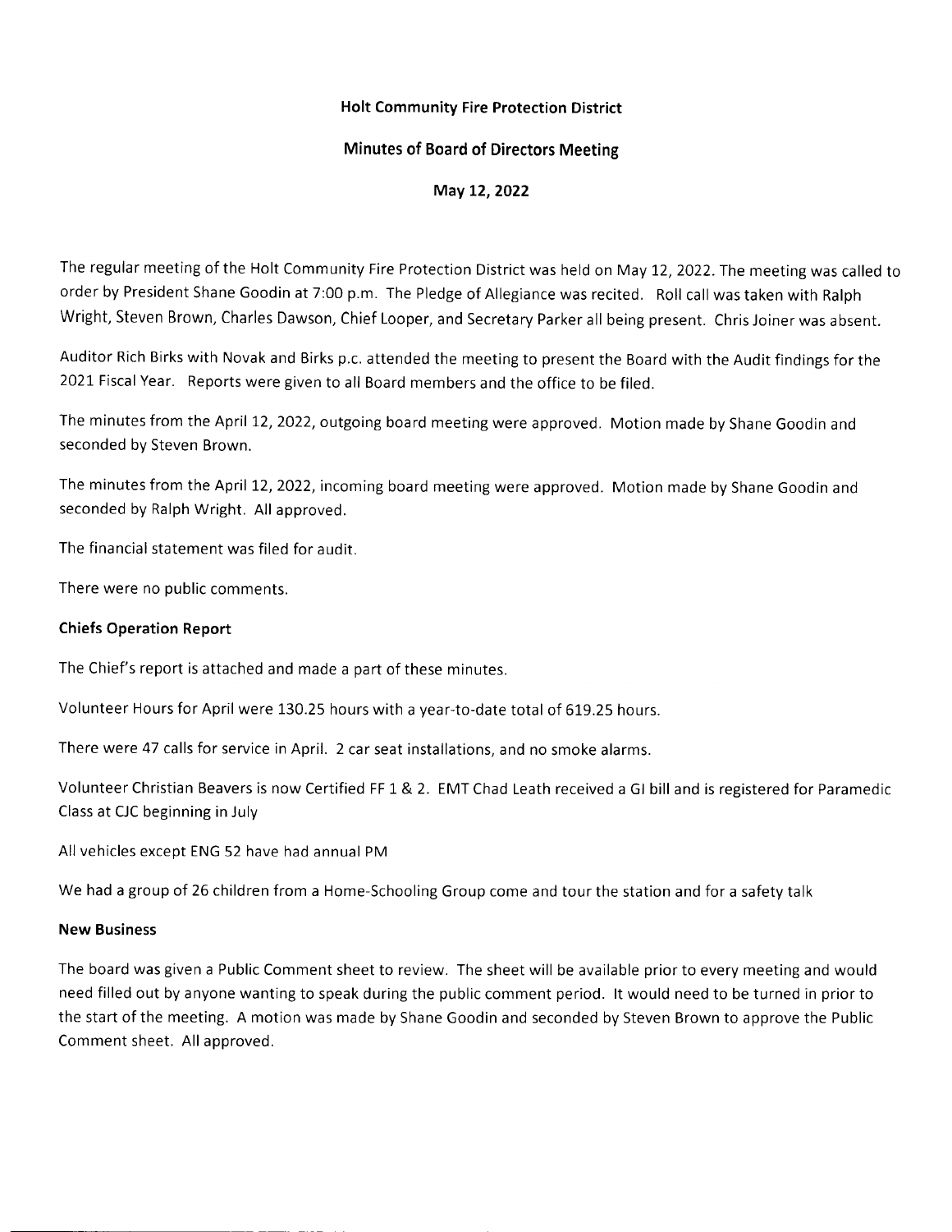**Holt Community Fire Protection District**

**Minutes of Board of Directors Meeting**

**May 12, 2022**

The regular meeting of the Holt Community Fire Protection District was held on May 12, 2022. The meeting was called to order by President Shane Goodin at 7:00 p.m. The Pledge of Allegiance was recited. Roll call was taken with Ralph Wright, Steven Brown, Charles Dawson, Chief Looper, and Secretary Parker all being present. Chris Joiner was absent.

Auditor Rich Birks with Novak and Birks p.c. attended the meeting to present the Board with the Audit findings for the 2021 Fiscal Year. Reports were given to all Board members and the office to be filed.

The minutes from the April 12, 2022, outgoing board meeting were approved. Motion made by Shane Goodin and seconded by Steven Brown.

The minutes from the April 12, 2022, incoming board meeting were approved. Motion made by Shane Goodin and seconded by Ralph Wright. All approved.

The financial statement was filed for audit.

There were no public comments.

**Chiefs Operation Report**

The Chief's report is attached and made a part of these minutes.

Volunteer Hours for April were 130.25 hours with a year-to-date total of 619.25 hours.

There were 47 calls for service in April. 2 car seat installations, and no smoke alarms.

Volunteer Christian Beavers is now Certified FF 1 & 2. EMT Chad Leath received a GI bill and is registered for Paramedic Class at CJC beginning in July

All vehicles except ENG 52 have had annual PM

We had a group of 26 children from a Home-Schooling Group come and tour the station and for a safety talk

**New Business**

The board was given a Public Comment sheet to review. The sheet will be available prior to every meeting and would need filled out by anyone wanting to speak during the public comment period. It would need to be turned in prior to the start of the meeting. A motion was made by Shane Goodin and seconded by Steven Brown to approve the Public Comment sheet. All approved.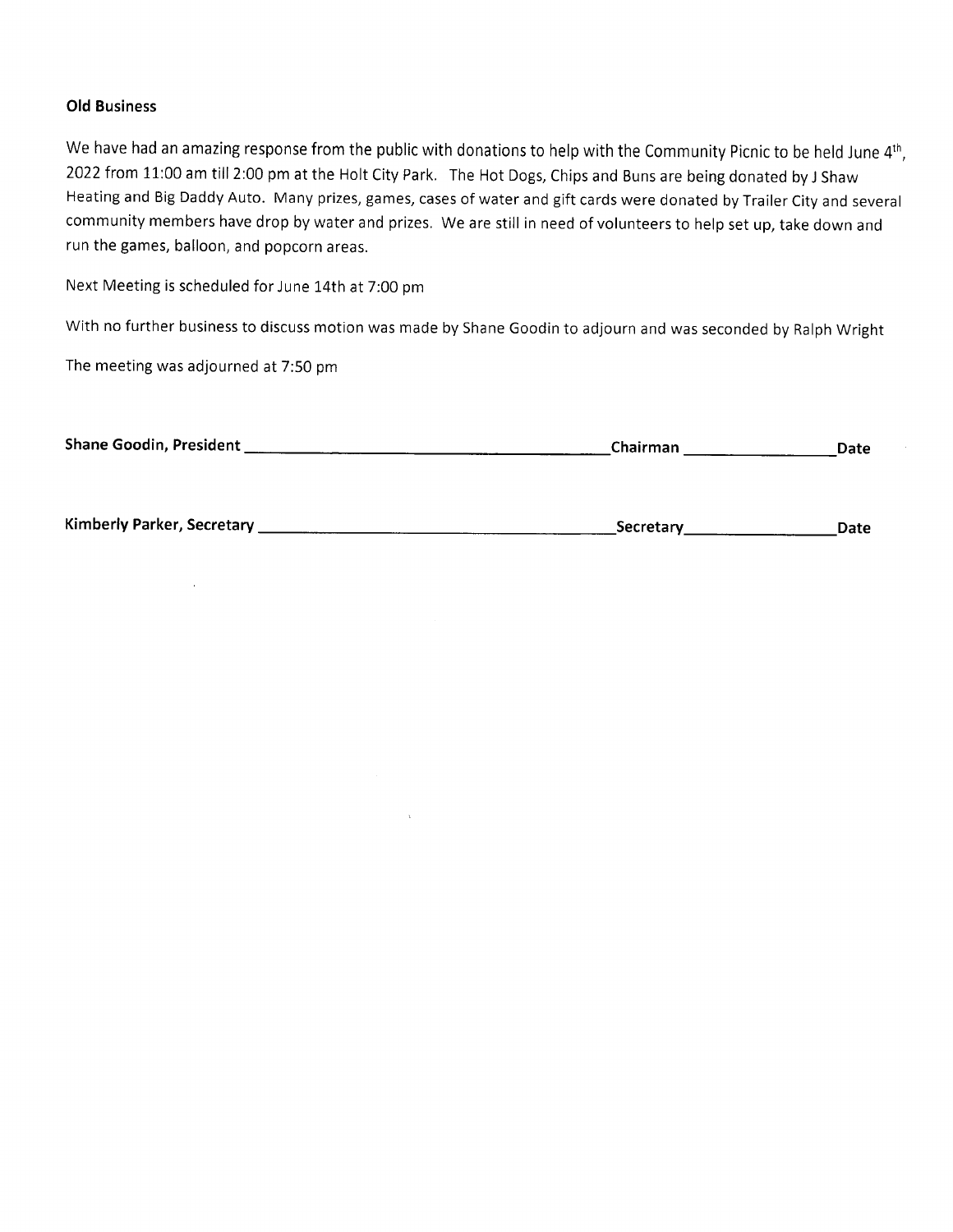**Old Business**

We have had an amazing response from the public with donations to help with the Community Picnic to be held June 4th, 2022 from 11:00 am till 2:00 pm at the Holt City Park. The Hot Dogs, Chips and Buns are being donated by J Shaw Heating and Big Daddy Auto. Many prizes, games, cases of water and gift cards were donated by Trailer City and several community members have drop by water and prizes. We are still in need of volunteers to help set up, take down and run the games, balloon, and popcorn areas.

Next Meeting is scheduled for June 14th at 7:00 pm

With no further business to discuss motion was made by Shane Goodin to adjourn and was seconded by Ralph Wright

The meeting was adjourned at 7:50 pm

**Shane Goodin, President** ______________________________ Chairman ______________ Date

**Kimberly Parker, Secretary** ______________________________ Secretary ______________ Date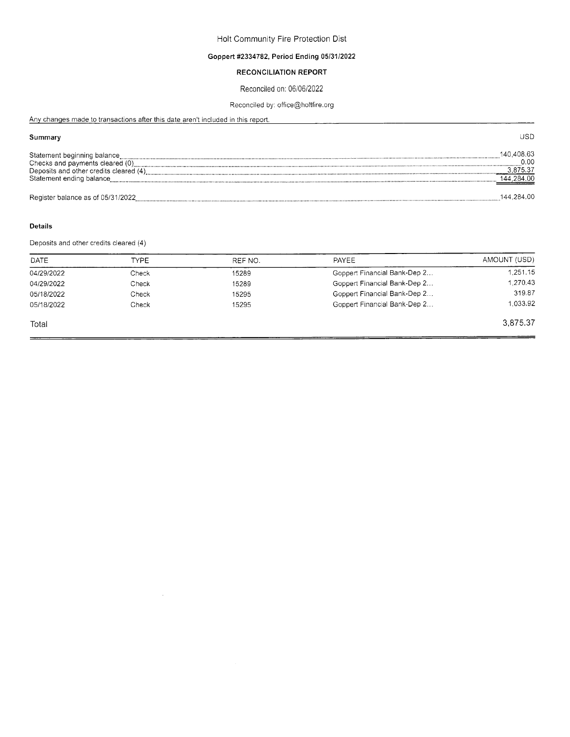# Holt Community Fire Protection Dist

**Goppert #2334782, Period Ending 05/31/2022**

**RECONCILIATION REPORT**

Reconciled on: 06/06/2022

Reconciled by: office@holtfire.org

Any changes made to transactions after this date aren't included in this report.

## Summary

| | USD |
|---|---|
| Statement beginning balance | 140,408.63 |
| Checks and payments cleared (0) | 0.00 |
| Deposits and other credits cleared (4) | 3,875.37 |
| Statement ending balance | 144,284.00 |
| | |
| Register balance as of 05/31/2022 | 144,284.00 |

### Details

Deposits and other credits cleared (4)

| DATE | TYPE | REF NO. | PAYEE | AMOUNT (USD) |
|---|---|---|---|---|
| 04/29/2022 | Check | 15289 | Goppert Financial Bank-Dep 2... | 1,251.15 |
| 04/29/2022 | Check | 15289 | Goppert Financial Bank-Dep 2... | 1,270.43 |
| 05/18/2022 | Check | 15295 | Goppert Financial Bank-Dep 2... | 319.87 |
| 05/18/2022 | Check | 15295 | Goppert Financial Bank-Dep 2... | 1,033.92 |
| Total | | | | 3,875.37 |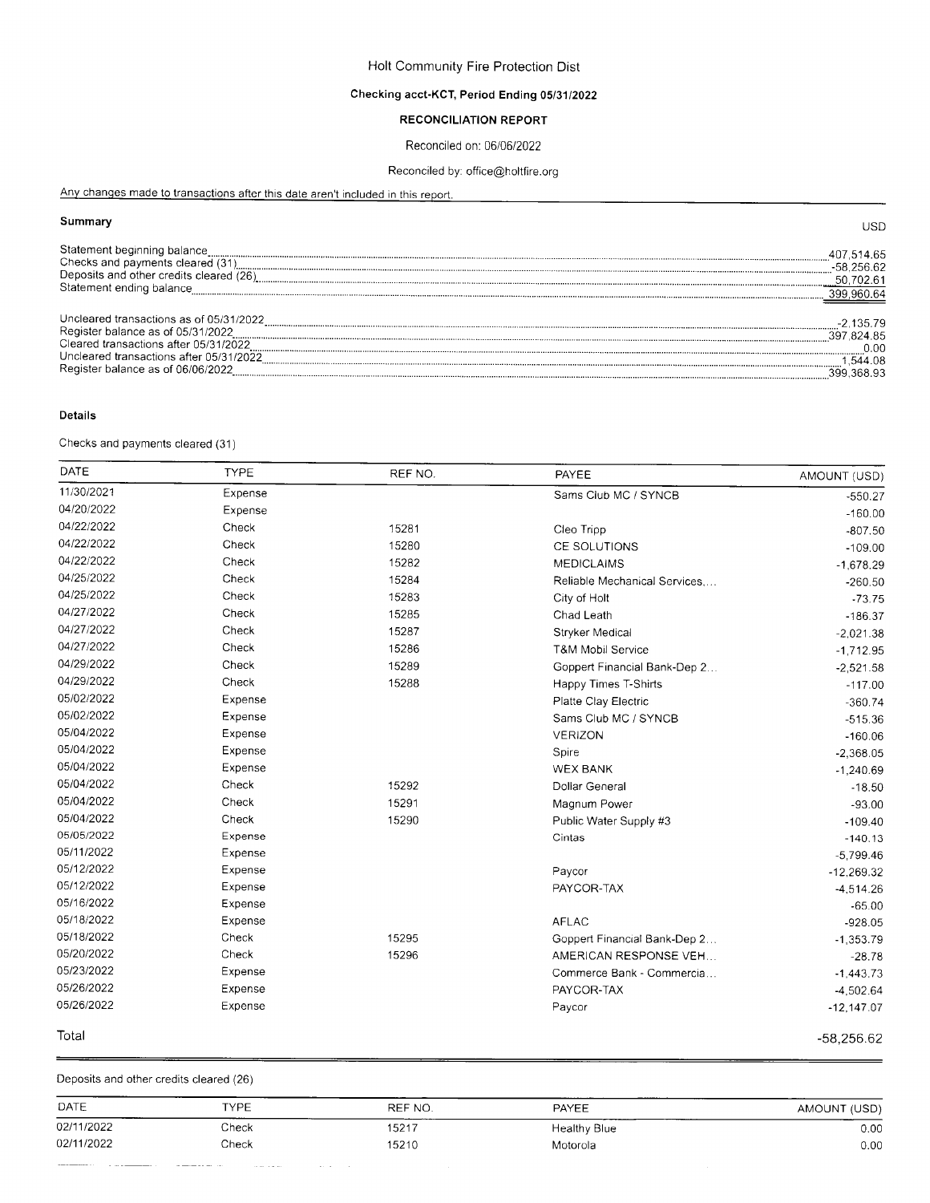# Holt Community Fire Protection Dist

## Checking acct-KCT, Period Ending 05/31/2022

## RECONCILIATION REPORT

Reconciled on: 06/06/2022

Reconciled by: office@holtfire.org

Any changes made to transactions after this date aren't included in this report.

### Summary

| | USD |
|---|---|
| Statement beginning balance | 407,514.65 |
| Checks and payments cleared (31) | -58,256.62 |
| Deposits and other credits cleared (26) | 50,702.61 |
| Statement ending balance | 399,960.64 |
| | |
| Uncleared transactions as of 05/31/2022 | -2,135.79 |
| Register balance as of 05/31/2022 | 397,824.85 |
| Cleared transactions after 05/31/2022 | 0.00 |
| Uncleared transactions after 05/31/2022 | 1,544.08 |
| Register balance as of 06/06/2022 | 399,368.93 |

### Details

Checks and payments cleared (31)

| DATE | TYPE | REF NO. | PAYEE | AMOUNT (USD) |
|---|---|---|---|---|
| 11/30/2021 | Expense | | Sams Club MC / SYNCB | -550.27 |
| 04/20/2022 | Expense | | | -160.00 |
| 04/22/2022 | Check | 15281 | Cleo Tripp | -807.50 |
| 04/22/2022 | Check | 15280 | CE SOLUTIONS | -109.00 |
| 04/22/2022 | Check | 15282 | MEDICLAIMS | -1,678.29 |
| 04/25/2022 | Check | 15284 | Reliable Mechanical Services,... | -260.50 |
| 04/25/2022 | Check | 15283 | City of Holt | -73.75 |
| 04/27/2022 | Check | 15285 | Chad Leath | -186.37 |
| 04/27/2022 | Check | 15287 | Stryker Medical | -2,021.38 |
| 04/27/2022 | Check | 15286 | T&M Mobil Service | -1,712.95 |
| 04/29/2022 | Check | 15289 | Goppert Financial Bank-Dep 2... | -2,521.58 |
| 04/29/2022 | Check | 15288 | Happy Times T-Shirts | -117.00 |
| 05/02/2022 | Expense | | Platte Clay Electric | -360.74 |
| 05/02/2022 | Expense | | Sams Club MC / SYNCB | -515.36 |
| 05/04/2022 | Expense | | VERIZON | -160.06 |
| 05/04/2022 | Expense | | Spire | -2,368.05 |
| 05/04/2022 | Expense | | WEX BANK | -1,240.69 |
| 05/04/2022 | Check | 15292 | Dollar General | -18.50 |
| 05/04/2022 | Check | 15291 | Magnum Power | -93.00 |
| 05/04/2022 | Check | 15290 | Public Water Supply #3 | -109.40 |
| 05/05/2022 | Expense | | Cintas | -140.13 |
| 05/11/2022 | Expense | | | -5,799.46 |
| 05/12/2022 | Expense | | Paycor | -12,269.32 |
| 05/12/2022 | Expense | | PAYCOR-TAX | -4,514.26 |
| 05/16/2022 | Expense | | | -65.00 |
| 05/18/2022 | Expense | | AFLAC | -928.05 |
| 05/18/2022 | Check | 15295 | Goppert Financial Bank-Dep 2... | -1,353.79 |
| 05/20/2022 | Check | 15296 | AMERICAN RESPONSE VEH... | -28.78 |
| 05/23/2022 | Expense | | Commerce Bank - Commercia... | -1,443.73 |
| 05/26/2022 | Expense | | PAYCOR-TAX | -4,502.64 |
| 05/26/2022 | Expense | | Paycor | -12,147.07 |
| Total | | | | -58,256.62 |

Deposits and other credits cleared (26)

| DATE | TYPE | REF NO. | PAYEE | AMOUNT (USD) |
|---|---|---|---|---|
| 02/11/2022 | Check | 15217 | Healthy Blue | 0.00 |
| 02/11/2022 | Check | 15210 | Motorola | 0.00 |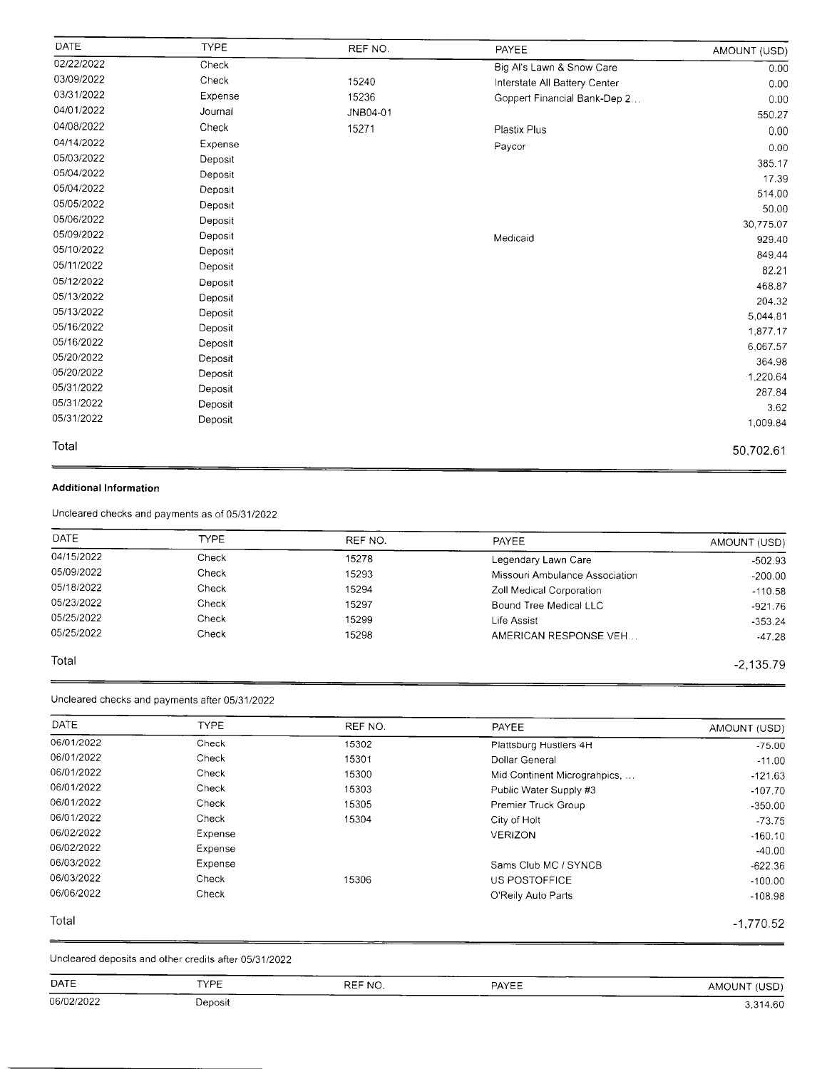| DATE | TYPE | REF NO. | PAYEE | AMOUNT (USD) |
|---|---|---|---|---|
| 02/22/2022 | Check | | Big Al's Lawn & Snow Care | 0.00 |
| 03/09/2022 | Check | 15240 | Interstate All Battery Center | 0.00 |
| 03/31/2022 | Expense | 15236 | Goppert Financial Bank-Dep 2... | 0.00 |
| 04/01/2022 | Journal | JNB04-01 | | 550.27 |
| 04/08/2022 | Check | 15271 | Plastix Plus | 0.00 |
| 04/14/2022 | Expense | | Paycor | 0.00 |
| 05/03/2022 | Deposit | | | 385.17 |
| 05/04/2022 | Deposit | | | 17.39 |
| 05/04/2022 | Deposit | | | 514.00 |
| 05/05/2022 | Deposit | | | 50.00 |
| 05/06/2022 | Deposit | | | 30,775.07 |
| 05/09/2022 | Deposit | | Medicaid | 929.40 |
| 05/10/2022 | Deposit | | | 849.44 |
| 05/11/2022 | Deposit | | | 82.21 |
| 05/12/2022 | Deposit | | | 468.87 |
| 05/13/2022 | Deposit | | | 204.32 |
| 05/13/2022 | Deposit | | | 5,044.81 |
| 05/16/2022 | Deposit | | | 1,877.17 |
| 05/16/2022 | Deposit | | | 6,067.57 |
| 05/20/2022 | Deposit | | | 364.98 |
| 05/20/2022 | Deposit | | | 1,220.64 |
| 05/31/2022 | Deposit | | | 287.84 |
| 05/31/2022 | Deposit | | | 3.62 |
| 05/31/2022 | Deposit | | | 1,009.84 |
| Total | | | | 50,702.61 |

#### Additional Information

Uncleared checks and payments as of 05/31/2022

| DATE | TYPE | REF NO. | PAYEE | AMOUNT (USD) |
|---|---|---|---|---|
| 04/15/2022 | Check | 15278 | Legendary Lawn Care | -502.93 |
| 05/09/2022 | Check | 15293 | Missouri Ambulance Association | -200.00 |
| 05/18/2022 | Check | 15294 | Zoll Medical Corporation | -110.58 |
| 05/23/2022 | Check | 15297 | Bound Tree Medical LLC | -921.76 |
| 05/25/2022 | Check | 15299 | Life Assist | -353.24 |
| 05/25/2022 | Check | 15298 | AMERICAN RESPONSE VEH... | -47.28 |
| Total | | | | -2,135.79 |

Uncleared checks and payments after 05/31/2022

| DATE | TYPE | REF NO. | PAYEE | AMOUNT (USD) |
|---|---|---|---|---|
| 06/01/2022 | Check | 15302 | Plattsburg Hustlers 4H | -75.00 |
| 06/01/2022 | Check | 15301 | Dollar General | -11.00 |
| 06/01/2022 | Check | 15300 | Mid Continent Micrograhpics, ... | -121.63 |
| 06/01/2022 | Check | 15303 | Public Water Supply #3 | -107.70 |
| 06/01/2022 | Check | 15305 | Premier Truck Group | -350.00 |
| 06/01/2022 | Check | 15304 | City of Holt | -73.75 |
| 06/02/2022 | Expense | | VERIZON | -160.10 |
| 06/02/2022 | Expense | | | -40.00 |
| 06/03/2022 | Expense | | Sams Club MC / SYNCB | -622.36 |
| 06/03/2022 | Check | 15306 | US POSTOFFICE | -100.00 |
| 06/06/2022 | Check | | O'Reily Auto Parts | -108.98 |
| Total | | | | -1,770.52 |

Uncleared deposits and other credits after 05/31/2022

| DATE | TYPE | REF NO. | PAYEE | AMOUNT (USD) |
|---|---|---|---|---|
| 06/02/2022 | Deposit | | | 3,314.60 |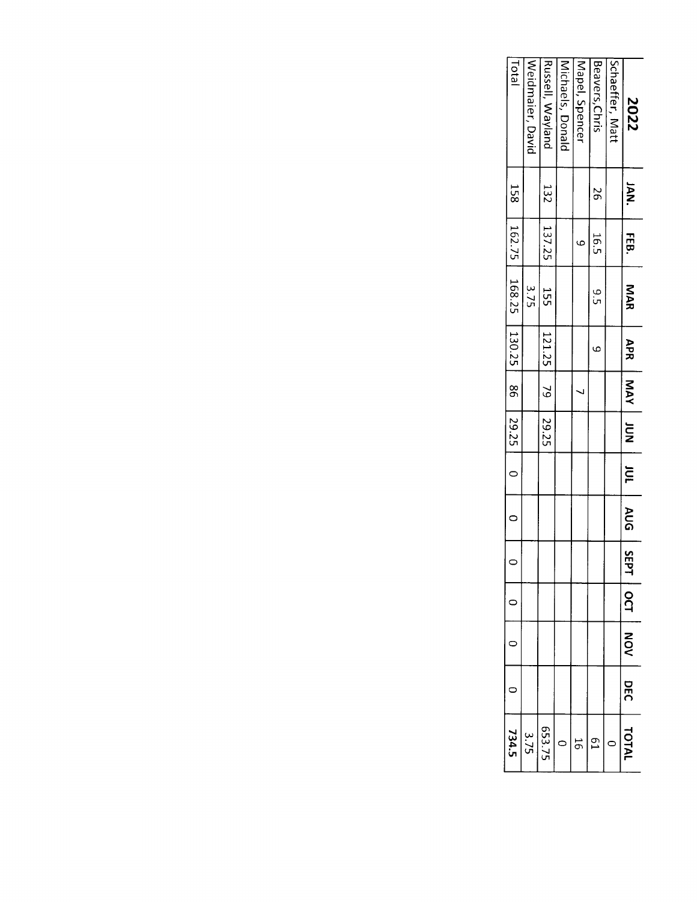| 2022 | JAN. | FEB. | MAR | APR | MAY | JUN | JUL | AUG | SEPT | OCT | NOV | DEC | TOTAL |
|---|---|---|---|---|---|---|---|---|---|---|---|---|---|
| Schaeffer, Matt | | | | | | | | | | | | | 0 |
| Beavers,Chris | 26 | 16.5 | 9.5 | 9 | | | | | | | | | 61 |
| Mapel, Spencer | | 9 | | | 7 | | | | | | | | 16 |
| Michaels, Donald | | | | | | | | | | | | | 0 |
| Russell, Wayland | 132 | 137.25 | 155 | 121.25 | 79 | 29.25 | | | | | | | 653.75 |
| Weidmaier, David | | | 3.75 | | | | | | | | | | 3.75 |
| Total | 158 | 162.75 | 168.25 | 130.25 | 86 | 29.25 | 0 | 0 | 0 | 0 | 0 | 0 | **734.5** |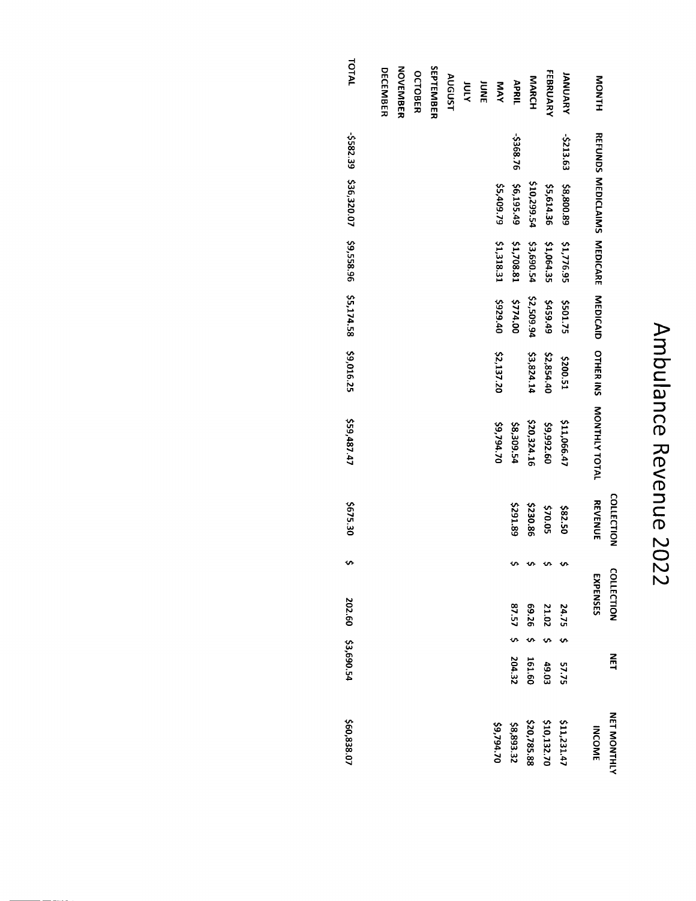# Ambulance Revenue 2022

| MONTH | REFUNDS | MEDICLAIMS | MEDICARE | MEDICAID | OTHER INS | MONTHLY TOTAL | COLLECTION REVENUE | COLLECTION EXPENSES | NET | NET MONTHLY INCOME |
|---|---|---|---|---|---|---|---|---|---|---|
| JANUARY | -$213.63 | $8,800.89 | $1,776.95 | $501.75 | $200.51 | $11,066.47 | $82.50 | $ 24.75 | $ 57.75 | $11,231.47 |
| FEBRUARY | | $5,614.36 | $1,064.35 | $459.49 | $2,854.40 | $9,992.60 | $70.05 | $ 21.02 | $ 49.03 | $10,132.70 |
| MARCH | | $10,299.54 | $3,690.54 | $2,509.94 | $3,824.14 | $20,324.16 | $230.86 | $ 69.26 | $ 161.60 | $20,785.88 |
| APRIL | -$368.76 | $6,195.49 | $1,708.81 | $774.00 | | $8,309.54 | $291.89 | $ 87.57 | $ 204.32 | $8,893.32 |
| MAY | | $5,409.79 | $1,318.31 | $929.40 | $2,137.20 | $9,794.70 | | | | $9,794.70 |
| JUNE | | | | | | | | | | |
| JULY | | | | | | | | | | |
| AUGUST | | | | | | | | | | |
| SEPTEMBER | | | | | | | | | | |
| OCTOBER | | | | | | | | | | |
| NOVEMBER | | | | | | | | | | |
| DECEMBER | | | | | | | | | | |
| TOTAL | -$582.39 | $36,320.07 | $9,558.96 | $5,174.58 | $9,016.25 | $59,487.47 | $675.30 | $ 202.60 | $3,690.54 | $60,838.07 |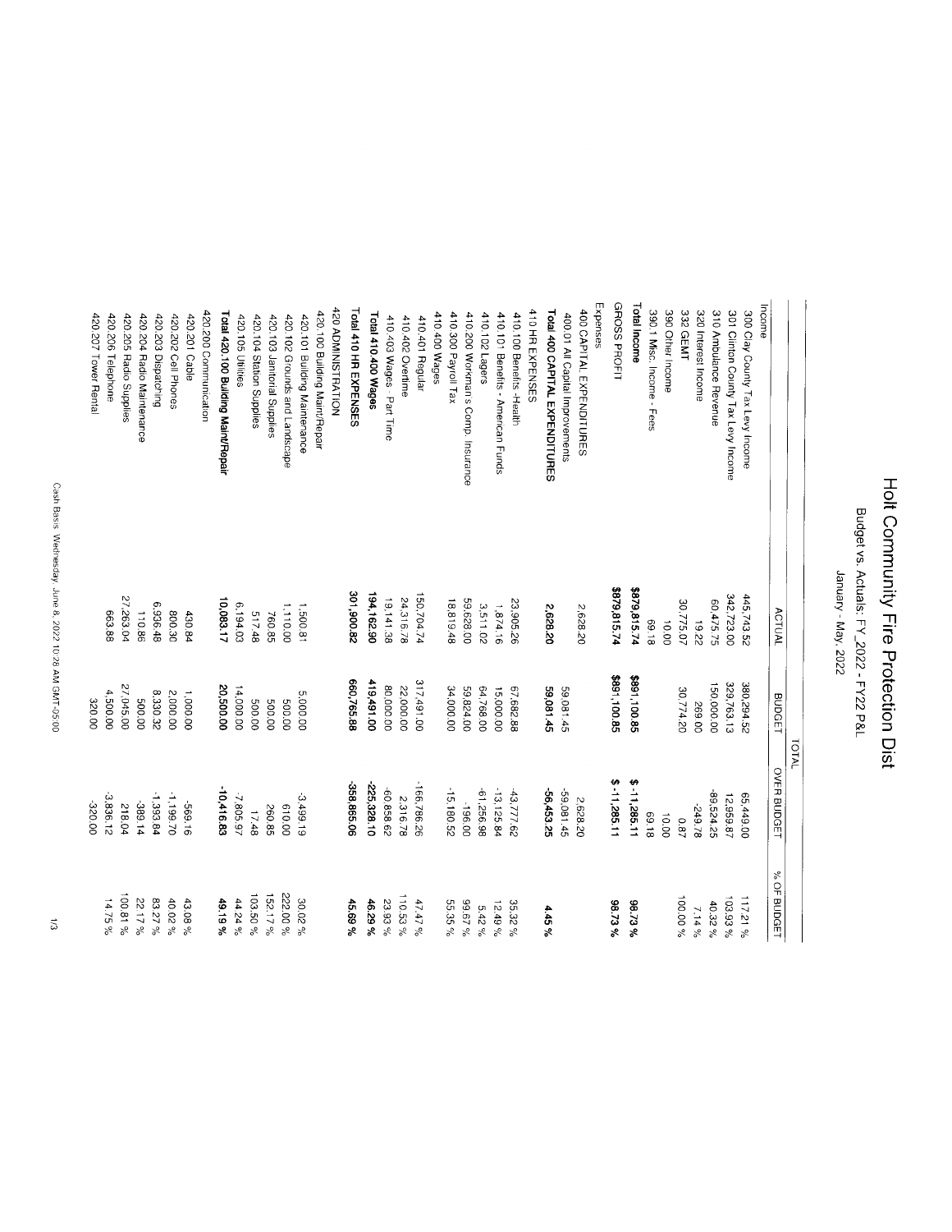# Holt Community Fire Protection Dist

## Budget vs. Actuals: FY_2022 - FY22 P&L

January - May, 2022

| | TOTAL | | | |
|---|---|---|---|---|
| | ACTUAL | BUDGET | OVER BUDGET | % OF BUDGET |
| **Income** | | | | |
| 300 Clay County Tax Levy Income | 445,743.52 | 380,294.52 | 65,449.00 | 117.21 % |
| 301 Clinton County Tax Levy Income | 342,723.00 | 329,763.13 | 12,959.87 | 103.93 % |
| 310 Ambulance Revenue | 60,475.75 | 150,000.00 | -89,524.25 | 40.32 % |
| 320 Interest Income | 19.22 | 269.00 | -249.78 | 7.14 % |
| 332 GEMT | 30,775.07 | 30,774.20 | 0.87 | 100.00 % |
| 390 Other Income | 10.00 | | 10.00 | |
| 390.1 Misc. Income - Fees | 69.18 | | 69.18 | |
| **Total Income** | **$879,815.74** | **$891,100.85** | **$ -11,285.11** | **98.73 %** |
| **GROSS PROFIT** | **$879,815.74** | **$891,100.85** | **$ -11,285.11** | **98.73 %** |
| **Expenses** | | | | |
| 400 CAPITAL EXPENDITURES | | | | |
| 400.01 All Capital Improvements | 2,628.20 | | 2,628.20 | |
| | | 59,081.45 | -59,081.45 | |
| **Total 400 CAPITAL EXPENDITURES** | **2,628.20** | **59,081.45** | **-56,453.25** | **4.45 %** |
| 410 HR EXPENSES | | | | |
| 410.100 Benefits -Health | 23,905.26 | 67,682.88 | -43,777.62 | 35.32 % |
| 410.101 Benefits - American Funds | 1,874.16 | 15,000.00 | -13,125.84 | 12.49 % |
| 410.102 Lagers | 3,511.02 | 64,768.00 | -61,256.98 | 5.42 % |
| 410.200 Workman's Comp. Insurance | 59,628.00 | 59,824.00 | -196.00 | 99.67 % |
| 410.300 Payroll Tax | 18,819.48 | 34,000.00 | -15,180.52 | 55.35 % |
| 410.400 Wages | | | | |
| 410.401 Regular | 150,704.74 | 317,491.00 | -166,786.26 | 47.47 % |
| 410.402 Overtime | 24,316.78 | 22,000.00 | 2,316.78 | 110.53 % |
| 410.403 Wages - Part Time | 19,141.38 | 80,000.00 | -60,858.62 | 23.93 % |
| **Total 410.400 Wages** | **194,162.90** | **419,491.00** | **-225,328.10** | **46.29 %** |
| **Total 410 HR EXPENSES** | **301,900.82** | **660,765.88** | **-358,865.06** | **45.69 %** |
| 420 ADMINISTRATION | | | | |
| 420.100 Building Maint/Repair | | | | |
| 420.101 Building Maintenance | 1,500.81 | 5,000.00 | -3,499.19 | 30.02 % |
| 420.102 Grounds and Landscape | 1,110.00 | 500.00 | 610.00 | 222.00 % |
| 420.103 Janitorial Supplies | 760.85 | 500.00 | 260.85 | 152.17 % |
| 420.104 Station Supplies | 517.48 | 500.00 | 17.48 | 103.50 % |
| 420.105 Utilities | 6,194.03 | 14,000.00 | -7,805.97 | 44.24 % |
| **Total 420.100 Building Maint/Repair** | **10,083.17** | **20,500.00** | **-10,416.83** | **49.19 %** |
| 420.200 Communication | | | | |
| 420.201 Cable | 430.84 | 1,000.00 | -569.16 | 43.08 % |
| 420.202 Cell Phones | 800.30 | 2,000.00 | -1,199.70 | 40.02 % |
| 420.203 Dispatching | 6,936.48 | 8,330.32 | -1,393.84 | 83.27 % |
| 420.204 Radio Maintenance | 110.86 | 500.00 | -389.14 | 22.17 % |
| 420.205 Radio Supplies | 27,263.04 | 27,045.00 | 218.04 | 100.81 % |
| 420.206 Telephone | 663.88 | 4,500.00 | -3,836.12 | 14.75 % |
| 420.207 Tower Rental | | 320.00 | -320.00 | |

Cash Basis Wednesday, June 8, 2022 10:28 AM GMT-05:00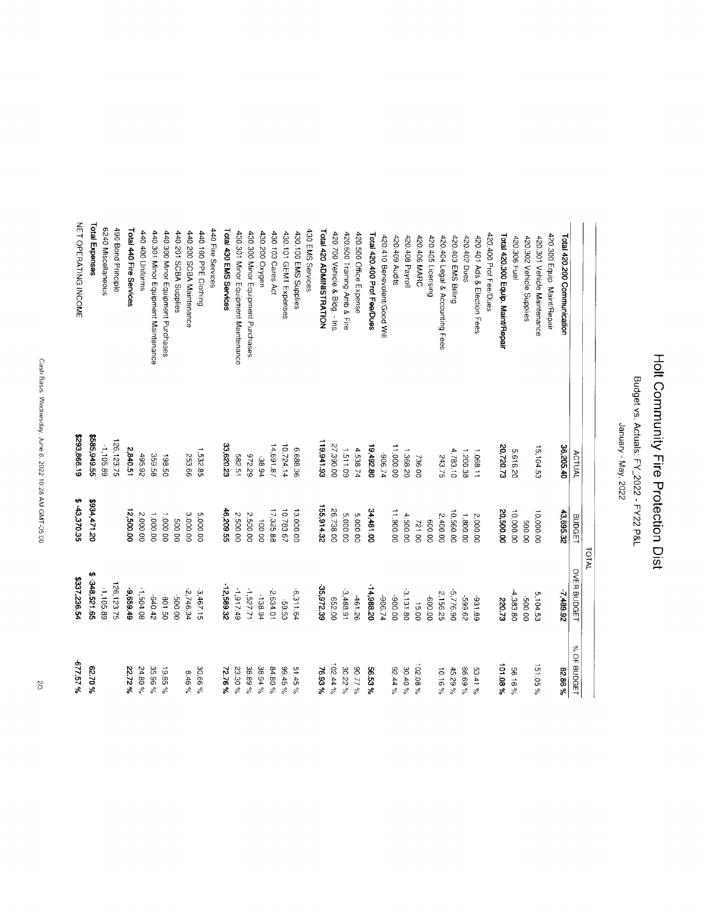# Holt Community Fire Protection Dist

## Budget vs. Actuals: FY_2022 - FY22 P&L

January - May, 2022

| | TOTAL | | | |
|---|---|---|---|---|
| | ACTUAL | BUDGET | OVER BUDGET | % OF BUDGET |
| **Total 420.200 Communication** | **36,205.40** | **43,695.32** | **-7,489.92** | **82.86 %** |
| 420.300 Equip. Maint/Repair | | | | |
| 420.301 Vehicle Maintenance | 15,104.53 | 10,000.00 | 5,104.53 | 151.05 % |
| 420.302 Vehicle Supplies | | 500.00 | -500.00 | |
| 420.306 Fuel | 5,616.20 | 10,000.00 | -4,383.80 | 56.16 % |
| **Total 420.300 Equip. Maint/Repair** | **20,720.73** | **20,500.00** | **220.73** | **101.08 %** |
| 420.400 Prof Fee/Dues | | | | |
| 420.401 Ads & Election Fees | 1,068.11 | 2,000.00 | -931.89 | 53.41 % |
| 420.402 Dues | 1,200.38 | 1,800.00 | -599.62 | 66.69 % |
| 420.403 EMS Billing | 4,783.10 | 10,560.00 | -5,776.90 | 45.29 % |
| 420.404 Legal & Accounting Fees | 243.75 | 2,400.00 | -2,156.25 | 10.16 % |
| 420.405 Licensing | | 600.00 | -600.00 | |
| 420.406 MARC | 736.00 | 721.00 | 15.00 | 102.08 % |
| 420.408 Payroll | 1,368.20 | 4,500.00 | -3,131.80 | 30.40 % |
| 420.409 Audits | 11,000.00 | 11,900.00 | -900.00 | 92.44 % |
| 420.410 Benevolent/Good Will | -906.74 | | -906.74 | |
| **Total 420.400 Prof Fee/Dues** | **19,492.80** | **34,481.00** | **-14,988.20** | **56.53 %** |
| 420.500 Office Expense | 4,538.74 | 5,000.00 | -461.26 | 90.77 % |
| 420.600 Training Amb & Fire | 1,511.09 | 5,000.00 | -3,488.91 | 30.22 % |
| 420.700 Vehicle & Bldg. - Ins. | 27,390.00 | 26,738.00 | 652.00 | 102.44 % |
| **Total 420 ADMINISTRATION** | **119,941.93** | **155,914.32** | **-35,972.39** | **76.93 %** |
| 430 EMS Services | | | | |
| 430.100 EMS Supplies | 6,688.36 | 13,000.00 | -6,311.64 | 51.45 % |
| 430.101 GEMT Expenses | 10,724.14 | 10,783.67 | -59.53 | 99.45 % |
| 430.103 Cares Act | 14,691.87 | 17,325.88 | -2,634.01 | 84.80 % |
| 430.200 Oxygen | 38.94 | 100.00 | -138.94 | 38.94 % |
| 430.300 Minor Equipment Purchases | 972.29 | 2,500.00 | -1,527.71 | 38.89 % |
| 430.301 Minor Equipment Maintenance | 582.51 | 2,500.00 | -1,917.49 | 23.30 % |
| **Total 430 EMS Services** | **33,620.23** | **46,209.55** | **-12,589.32** | **72.76 %** |
| 440 Fire Services | | | | |
| 440.100 PPE Clothing | 1,532.85 | 5,000.00 | -3,467.15 | 30.66 % |
| 440.200 SCBA Maintenance | 253.66 | 3,000.00 | -2,746.34 | 8.46 % |
| 440.201 SCBA Supplies | | 500.00 | -500.00 | |
| 440.300 Minor Equipment Purchases | 198.50 | 1,000.00 | -801.50 | 19.85 % |
| 440.301 Minor Equipment Maintenance | 359.58 | 1,000.00 | -640.42 | 35.96 % |
| 440.400 Uniforms | 495.92 | 2,000.00 | -1,504.08 | 24.80 % |
| **Total 440 Fire Services** | **2,840.51** | **12,500.00** | **-9,659.49** | **22.72 %** |
| 490 Bond Principle | 126,123.75 | | 126,123.75 | |
| 6240 Miscellaneous | -1,105.89 | | -1,105.89 | |
| **Total Expenses** | **$585,949.55** | **$934,471.20** | **$ -348,521.65** | **62.70 %** |
| **NET OPERATING INCOME** | **$293,866.19** | **$ -43,370.35** | **$337,236.54** | **-677.57 %** |

Cash Basis Wednesday, June 8, 2022 10:28 AM GMT-05:00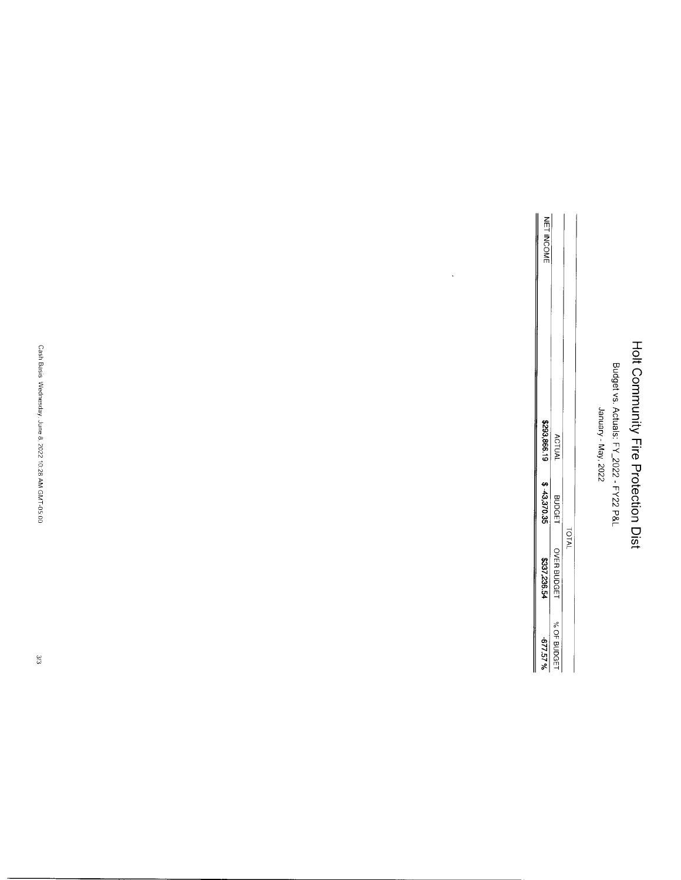# Holt Community Fire Protection Dist

Budget vs. Actuals: FY_2022 - FY22 P&L

January - May, 2022

| | TOTAL | | | |
|---|---|---|---|---|
| | ACTUAL | BUDGET | OVER BUDGET | % OF BUDGET |
| NET INCOME | $293,866.19 | $ -43,370.35 | $337,236.54 | -677.57 % |

Cash Basis Wednesday, June 8, 2022 10:28 AM GMT-05:00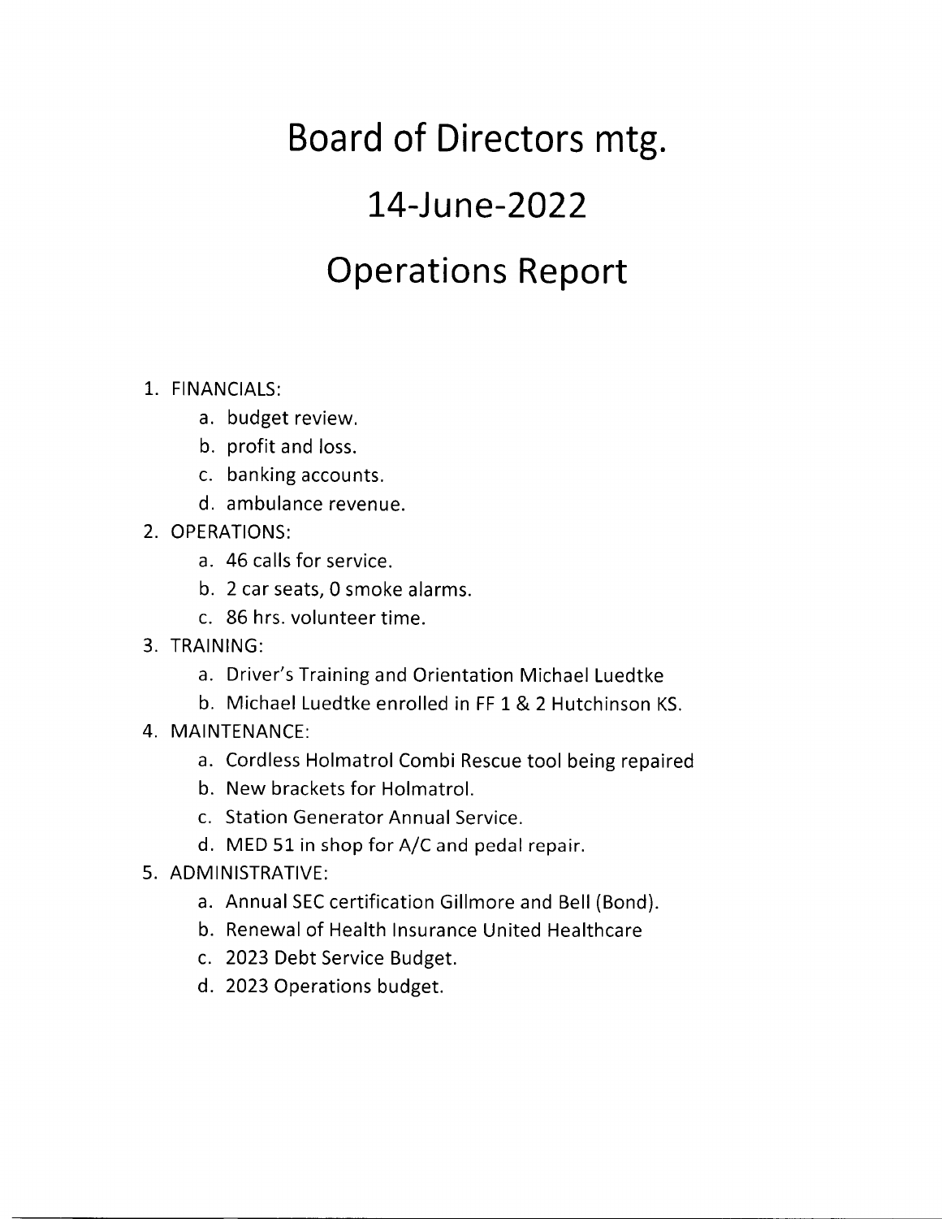# Board of Directors mtg.

# 14-June-2022

# Operations Report

1. FINANCIALS:
    a. budget review.
    b. profit and loss.
    c. banking accounts.
    d. ambulance revenue.
2. OPERATIONS:
    a. 46 calls for service.
    b. 2 car seats, 0 smoke alarms.
    c. 86 hrs. volunteer time.
3. TRAINING:
    a. Driver's Training and Orientation Michael Luedtke
    b. Michael Luedtke enrolled in FF 1 & 2 Hutchinson KS.
4. MAINTENANCE:
    a. Cordless Holmatrol Combi Rescue tool being repaired
    b. New brackets for Holmatrol.
    c. Station Generator Annual Service.
    d. MED 51 in shop for A/C and pedal repair.
5. ADMINISTRATIVE:
    a. Annual SEC certification Gillmore and Bell (Bond).
    b. Renewal of Health Insurance United Healthcare
    c. 2023 Debt Service Budget.
    d. 2023 Operations budget.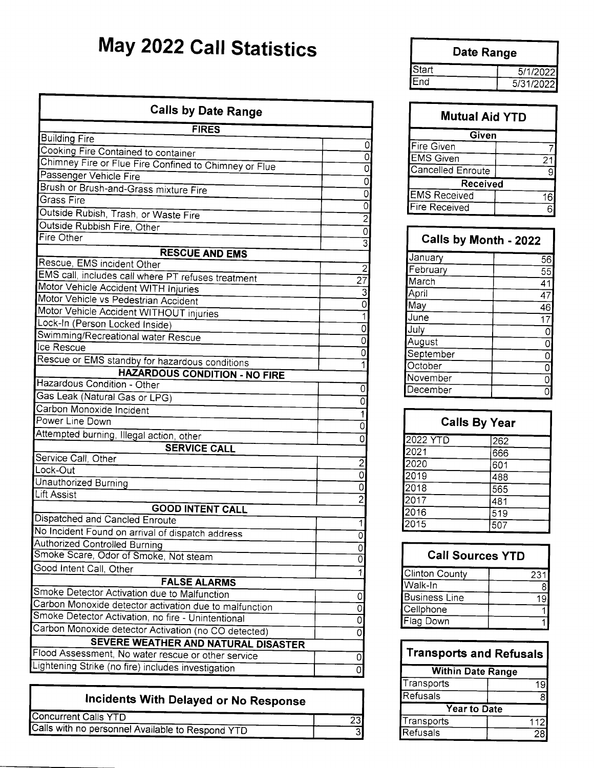# May 2022 Call Statistics

| Date Range | |
|---|---|
| Start | 5/1/2022 |
| End | 5/31/2022 |

| Calls by Date Range | |
|---|---|
| **FIRES** | |
| Building Fire | 0 |
| Cooking Fire Contained to container | 0 |
| Chimney Fire or Flue Fire Confined to Chimney or Flue | 0 |
| Passenger Vehicle Fire | 0 |
| Brush or Brush-and-Grass mixture Fire | 0 |
| Grass Fire | 0 |
| Outside Rubish, Trash, or Waste Fire | 2 |
| Outside Rubbish Fire, Other | 0 |
| Fire Other | 3 |
| **RESCUE AND EMS** | |
| Rescue, EMS incident Other | 2 |
| EMS call, includes call where PT refuses treatment | 27 |
| Motor Vehicle Accident WITH Injuries | 3 |
| Motor Vehicle vs Pedestrian Accident | 0 |
| Motor Vehicle Accident WITHOUT injuries | 1 |
| Lock-In (Person Locked Inside) | 0 |
| Swimming/Recreational water Rescue | 0 |
| Ice Rescue | 0 |
| Rescue or EMS standby for hazardous conditions | 1 |
| **HAZARDOUS CONDITION - NO FIRE** | |
| Hazardous Condition - Other | 0 |
| Gas Leak (Natural Gas or LPG) | 0 |
| Carbon Monoxide Incident | 1 |
| Power Line Down | 0 |
| Attempted burning, Illegal action, other | 0 |
| **SERVICE CALL** | |
| Service Call, Other | 2 |
| Lock-Out | 0 |
| Unauthorized Burning | 0 |
| Lift Assist | 2 |
| **GOOD INTENT CALL** | |
| Dispatched and Cancled Enroute | 1 |
| No Incident Found on arrival of dispatch address | 0 |
| Authorized Controlled Burning | 0 |
| Smoke Scare, Odor of Smoke, Not steam | 0 |
| Good Intent Call, Other | 1 |
| **FALSE ALARMS** | |
| Smoke Detector Activation due to Malfunction | 0 |
| Carbon Monoxide detector activation due to malfunction | 0 |
| Smoke Detector Activation, no fire - Unintentional | 0 |
| Carbon Monoxide detector Activation (no CO detected) | 0 |
| **SEVERE WEATHER AND NATURAL DISASTER** | |
| Flood Assessment, No water rescue or other service | 0 |
| Lightening Strike (no fire) includes investigation | 0 |

| Incidents With Delayed or No Response | |
|---|---|
| Concurrent Calls YTD | 23 |
| Calls with no personnel Available to Respond YTD | 3 |

| Mutual Aid YTD | |
|---|---|
| **Given** | |
| Fire Given | 7 |
| EMS Given | 21 |
| Cancelled Enroute | 9 |
| **Received** | |
| EMS Received | 16 |
| Fire Received | 6 |

| Calls by Month - 2022 | |
|---|---|
| January | 56 |
| February | 55 |
| March | 41 |
| April | 47 |
| May | 46 |
| June | 17 |
| July | 0 |
| August | 0 |
| September | 0 |
| October | 0 |
| November | 0 |
| December | 0 |

| Calls By Year | |
|---|---|
| 2022 YTD | 262 |
| 2021 | 666 |
| 2020 | 601 |
| 2019 | 488 |
| 2018 | 565 |
| 2017 | 481 |
| 2016 | 519 |
| 2015 | 507 |

| Call Sources YTD | |
|---|---|
| Clinton County | 231 |
| Walk-In | 8 |
| Business Line | 19 |
| Cellphone | 1 |
| Flag Down | 1 |

| Transports and Refusals | |
|---|---|
| **Within Date Range** | |
| Transports | 19 |
| Refusals | 8 |
| **Year to Date** | |
| Transports | 112 |
| Refusals | 28 |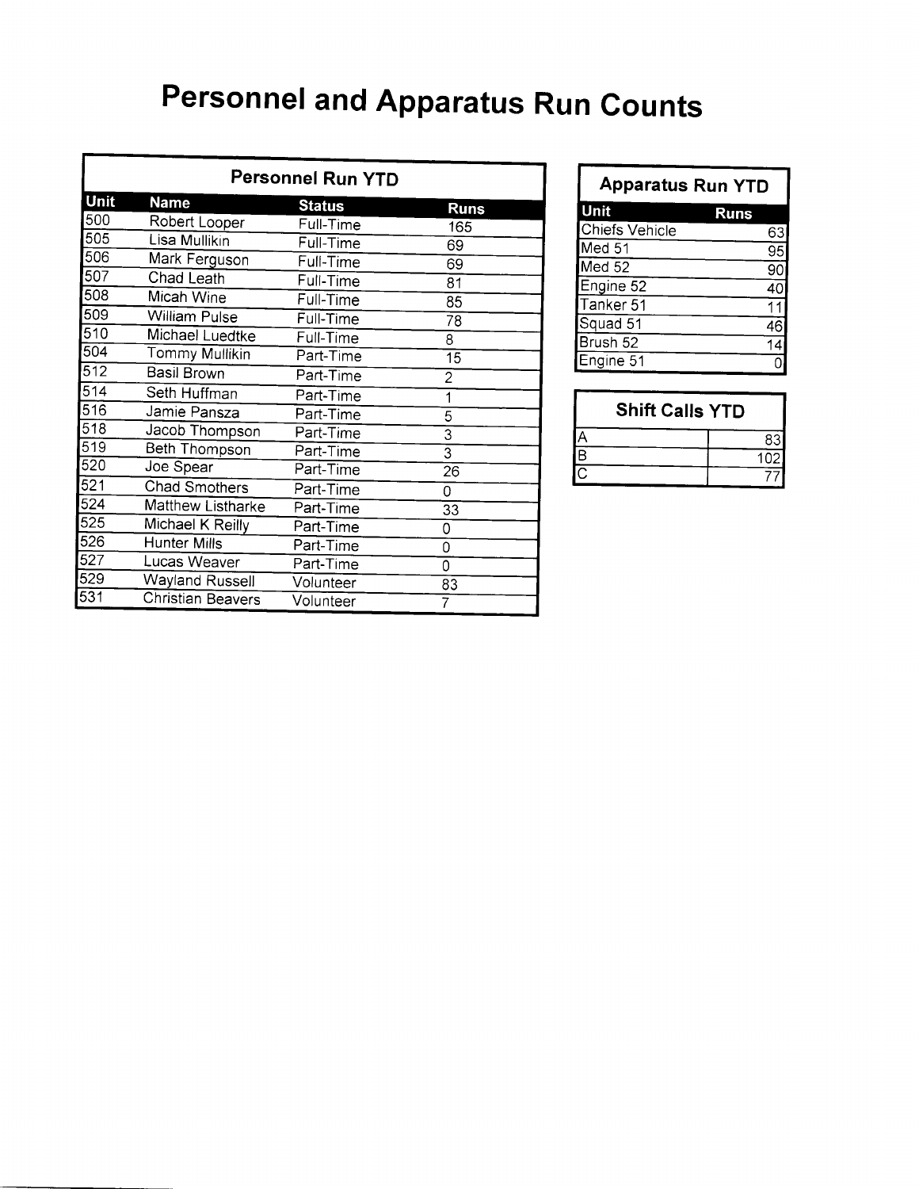# Personnel and Apparatus Run Counts

## Personnel Run YTD

| Unit | Name | Status | Runs |
|---|---|---|---|
| 500 | Robert Looper | Full-Time | 165 |
| 505 | Lisa Mullikin | Full-Time | 69 |
| 506 | Mark Ferguson | Full-Time | 69 |
| 507 | Chad Leath | Full-Time | 81 |
| 508 | Micah Wine | Full-Time | 85 |
| 509 | William Pulse | Full-Time | 78 |
| 510 | Michael Luedtke | Full-Time | 8 |
| 504 | Tommy Mullikin | Part-Time | 15 |
| 512 | Basil Brown | Part-Time | 2 |
| 514 | Seth Huffman | Part-Time | 1 |
| 516 | Jamie Pansza | Part-Time | 5 |
| 518 | Jacob Thompson | Part-Time | 3 |
| 519 | Beth Thompson | Part-Time | 3 |
| 520 | Joe Spear | Part-Time | 26 |
| 521 | Chad Smothers | Part-Time | 0 |
| 524 | Matthew Listharke | Part-Time | 33 |
| 525 | Michael K Reilly | Part-Time | 0 |
| 526 | Hunter Mills | Part-Time | 0 |
| 527 | Lucas Weaver | Part-Time | 0 |
| 529 | Wayland Russell | Volunteer | 83 |
| 531 | Christian Beavers | Volunteer | 7 |

## Apparatus Run YTD

| Unit | Runs |
|---|---|
| Chiefs Vehicle | 63 |
| Med 51 | 95 |
| Med 52 | 90 |
| Engine 52 | 40 |
| Tanker 51 | 11 |
| Squad 51 | 46 |
| Brush 52 | 14 |
| Engine 51 | 0 |

## Shift Calls YTD

| Shift | Calls |
|---|---|
| A | 83 |
| B | 102 |
| C | 77 |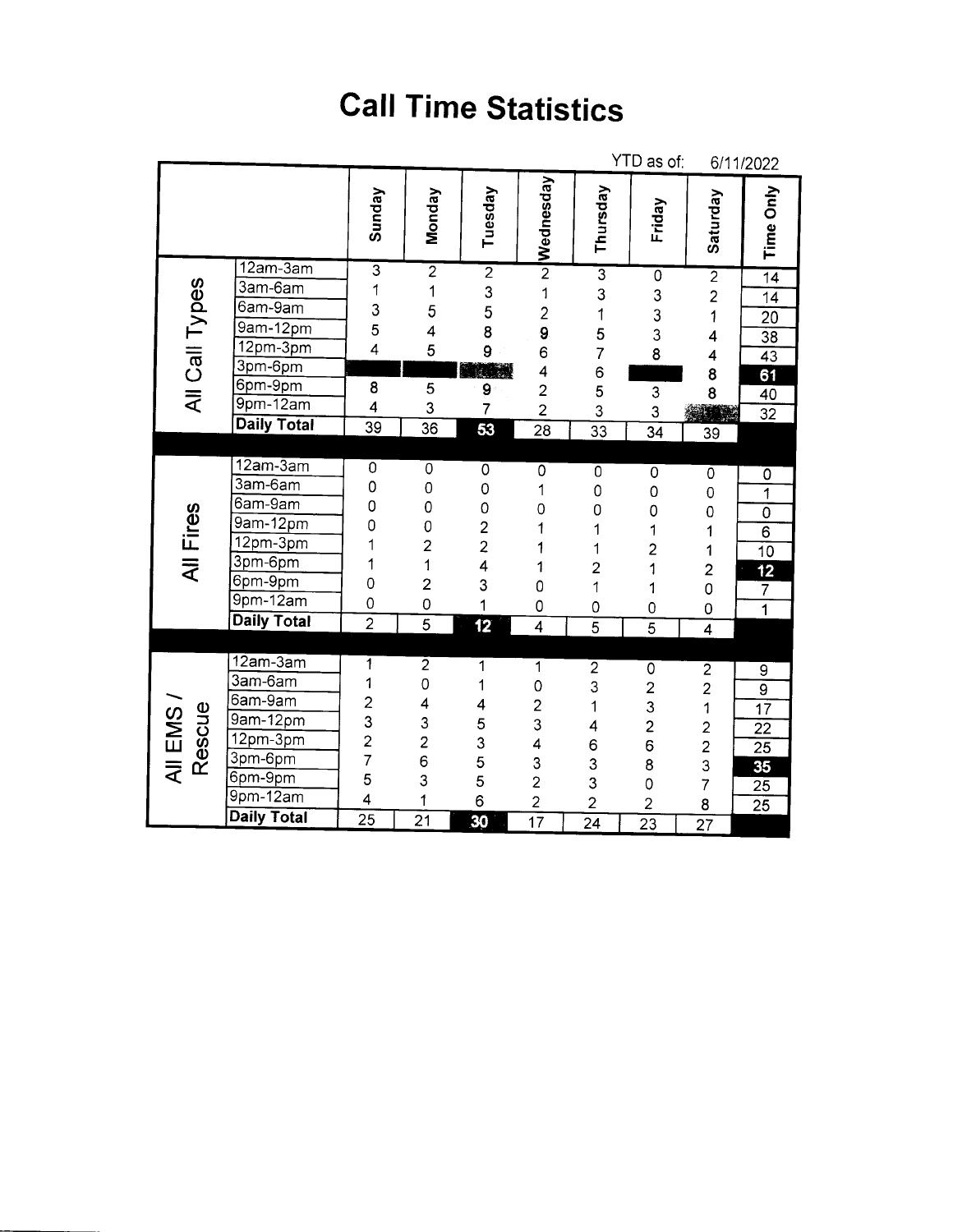# Call Time Statistics

YTD as of: 6/11/2022

| | | Sunday | Monday | Tuesday | Wednesday | Thursday | Friday | Saturday | Time Only |
|---|---|---|---|---|---|---|---|---|---|
| All Call Types | 12am-3am | 3 | 2 | 2 | 2 | 3 | 0 | 2 | 14 |
| | 3am-6am | 1 | 1 | 3 | 1 | 3 | 3 | 2 | 14 |
| | 6am-9am | 3 | 5 | 5 | 2 | 1 | 3 | 1 | 20 |
| | 9am-12pm | 5 | 4 | 8 | 9 | 5 | 3 | 4 | 38 |
| | 12pm-3pm | 4 | 5 | 9 | 6 | 7 | 8 | 4 | 43 |
| | 3pm-6pm | | | | 4 | 6 | | 8 | 61 |
| | 6pm-9pm | 8 | 5 | 9 | 2 | 5 | 3 | 8 | 40 |
| | 9pm-12am | 4 | 3 | 7 | 2 | 3 | 3 | | 32 |
| | **Daily Total** | 39 | 36 | 53 | 28 | 33 | 34 | 39 | |
| All Fires | 12am-3am | 0 | 0 | 0 | 0 | 0 | 0 | 0 | 0 |
| | 3am-6am | 0 | 0 | 0 | 1 | 0 | 0 | 0 | 1 |
| | 6am-9am | 0 | 0 | 0 | 0 | 0 | 0 | 0 | 0 |
| | 9am-12pm | 0 | 0 | 2 | 1 | 1 | 1 | 1 | 6 |
| | 12pm-3pm | 1 | 2 | 2 | 1 | 1 | 2 | 1 | 10 |
| | 3pm-6pm | 1 | 1 | 4 | 1 | 2 | 1 | 2 | 12 |
| | 6pm-9pm | 0 | 2 | 3 | 0 | 1 | 1 | 0 | 7 |
| | 9pm-12am | 0 | 0 | 1 | 0 | 0 | 0 | 0 | 1 |
| | **Daily Total** | 2 | 5 | 12 | 4 | 5 | 5 | 4 | |
| All EMS / Rescue | 12am-3am | 1 | 2 | 1 | 1 | 2 | 0 | 2 | 9 |
| | 3am-6am | 1 | 0 | 1 | 0 | 3 | 2 | 2 | 9 |
| | 6am-9am | 2 | 4 | 4 | 2 | 1 | 3 | 1 | 17 |
| | 9am-12pm | 3 | 3 | 5 | 3 | 4 | 2 | 2 | 22 |
| | 12pm-3pm | 2 | 2 | 3 | 4 | 6 | 6 | 2 | 25 |
| | 3pm-6pm | 7 | 6 | 5 | 3 | 3 | 8 | 3 | 35 |
| | 6pm-9pm | 5 | 3 | 5 | 2 | 3 | 0 | 7 | 25 |
| | 9pm-12am | 4 | 1 | 6 | 2 | 2 | 2 | 8 | 25 |
| | **Daily Total** | 25 | 21 | 30 | 17 | 24 | 23 | 27 | |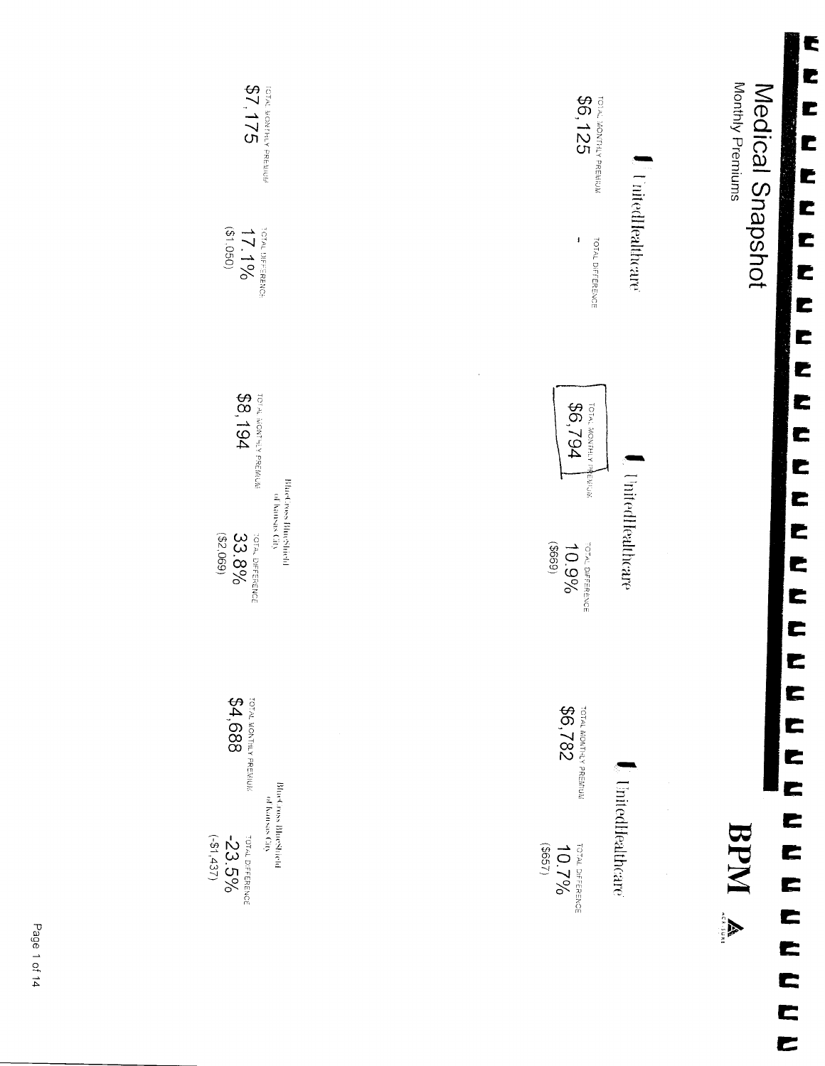# Medical Snapshot

Monthly Premiums

BPM

| Carrier | TOTAL MONTHLY PREMIUM | TOTAL DIFFERENCE |
|---|---|---|
| UnitedHealthcare | $6,125 | - |
| UnitedHealthcare | $6,794 | 10.9% ($669) |
| UnitedHealthcare | $6,782 | 10.7% ($657) |
| | $7,175 | 17.1% ($1,050) |
| BlueCross BlueShield of Kansas City | $8,194 | 33.8% ($2,069) |
| BlueCross BlueShield of Kansas City | $4,688 | -23.5% (-$1,437) |